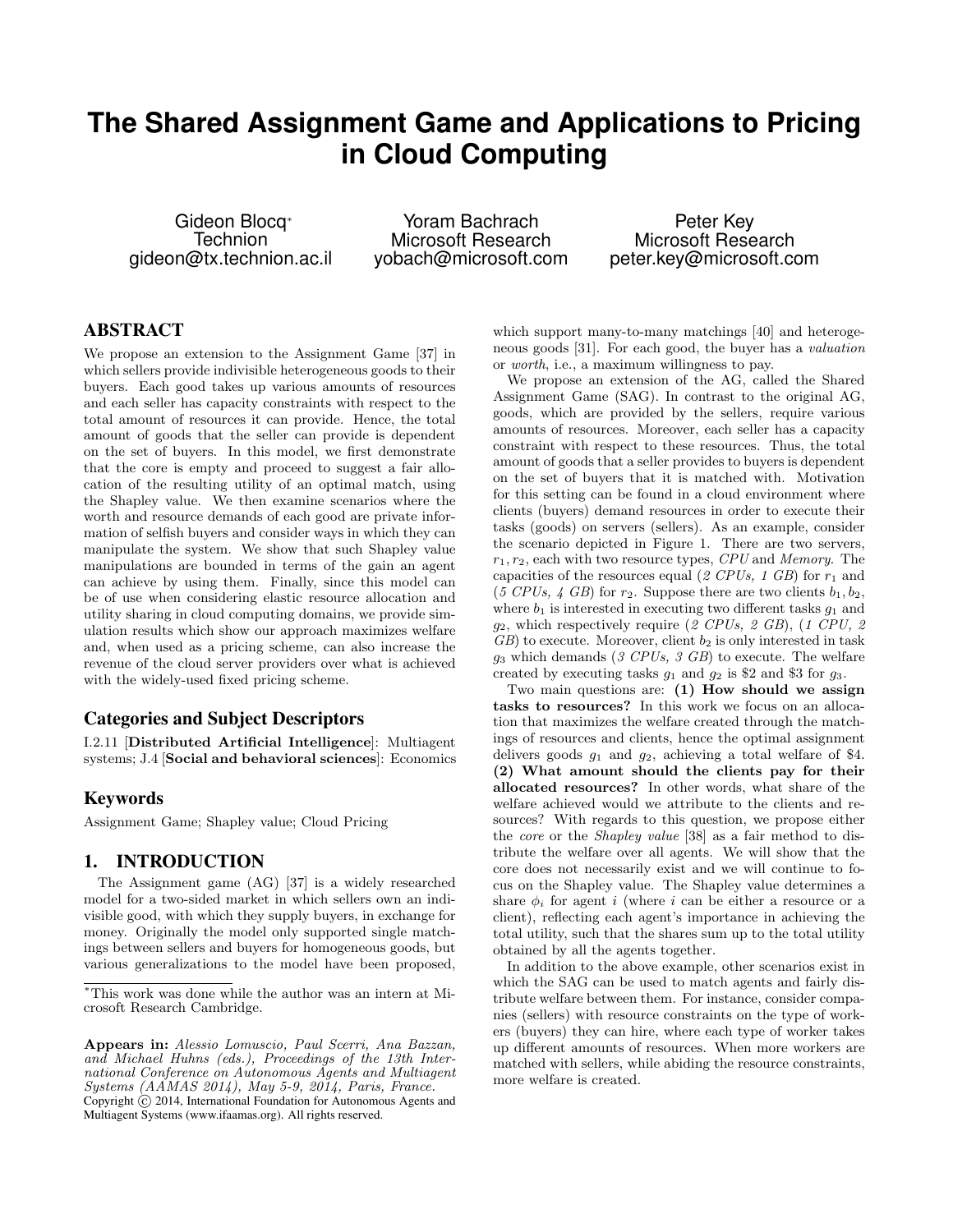# The Shared Assignment Game and Applications to Pricing in Cloud Computing

Gideon Blocq[*]
Technion
gideon@tx.technion.ac.il

Yoram Bachrach
Microsoft Research
yobach@microsoft.com

Peter Key
Microsoft Research
peter.key@microsoft.com

## ABSTRACT

We propose an extension to the Assignment Game [37] in which sellers provide indivisible heterogeneous goods to their buyers. Each good takes up various amounts of resources and each seller has capacity constraints with respect to the total amount of resources it can provide. Hence, the total amount of goods that the seller can provide is dependent on the set of buyers. In this model, we first demonstrate that the core is empty and proceed to suggest a fair allocation of the resulting utility of an optimal match, using the Shapley value. We then examine scenarios where the worth and resource demands of each good are private information of selfish buyers and consider ways in which they can manipulate the system. We show that such Shapley value manipulations are bounded in terms of the gain an agent can achieve by using them. Finally, since this model can be of use when considering elastic resource allocation and utility sharing in cloud computing domains, we provide simulation results which show our approach maximizes welfare and, when used as a pricing scheme, can also increase the revenue of the cloud server providers over what is achieved with the widely-used fixed pricing scheme.

### Categories and Subject Descriptors

I.2.11 [**Distributed Artificial Intelligence**]: Multiagent systems; J.4 [**Social and behavioral sciences**]: Economics

### Keywords

Assignment Game; Shapley value; Cloud Pricing

## 1. INTRODUCTION

The Assignment game (AG) [37] is a widely researched model for a two-sided market in which sellers own an indivisible good, with which they supply buyers, in exchange for money. Originally the model only supported single matchings between sellers and buyers for homogeneous goods, but various generalizations to the model have been proposed, which support many-to-many matchings [40] and heterogeneous goods [31]. For each good, the buyer has a *valuation* or *worth*, i.e., a maximum willingness to pay.

We propose an extension of the AG, called the Shared Assignment Game (SAG). In contrast to the original AG, goods, which are provided by the sellers, require various amounts of resources. Moreover, each seller has a capacity constraint with respect to these resources. Thus, the total amount of goods that a seller provides to buyers is dependent on the set of buyers that it is matched with. Motivation for this setting can be found in a cloud environment where clients (buyers) demand resources in order to execute their tasks (goods) on servers (sellers). As an example, consider the scenario depicted in Figure 1. There are two servers, $r_1, r_2$, each with two resource types, *CPU* and *Memory*. The capacities of the resources equal (*2 CPUs, 1 GB*) for $r_1$ and (*5 CPUs, 4 GB*) for $r_2$. Suppose there are two clients $b_1, b_2$, where $b_1$ is interested in executing two different tasks $g_1$ and $g_2$, which respectively require (*2 CPUs, 2 GB*), (*1 CPU, 2 GB*) to execute. Moreover, client $b_2$ is only interested in task $g_3$ which demands (*3 CPUs, 3 GB*) to execute. The welfare created by executing tasks $g_1$ and $g_2$ is \$2 and \$3 for $g_3$.

Two main questions are: **(1) How should we assign tasks to resources?** In this work we focus on an allocation that maximizes the welfare created through the matchings of resources and clients, hence the optimal assignment delivers goods $g_1$ and $g_2$, achieving a total welfare of \$4. **(2) What amount should the clients pay for their allocated resources?** In other words, what share of the welfare achieved would we attribute to the clients and resources? With regards to this question, we propose either the *core* or the *Shapley value* [38] as a fair method to distribute the welfare over all agents. We will show that the core does not necessarily exist and we will continue to focus on the Shapley value. The Shapley value determines a share $\phi_i$ for agent $i$ (where $i$ can be either a resource or a client), reflecting each agent's importance in achieving the total utility, such that the shares sum up to the total utility obtained by all the agents together.

In addition to the above example, other scenarios exist in which the SAG can be used to match agents and fairly distribute welfare between them. For instance, consider companies (sellers) with resource constraints on the type of workers (buyers) they can hire, where each type of worker takes up different amounts of resources. When more workers are matched with sellers, while abiding the resource constraints, more welfare is created.

[*]This work was done while the author was an intern at Microsoft Research Cambridge.

**Appears in:** *Alessio Lomuscio, Paul Scerri, Ana Bazzan, and Michael Huhns (eds.), Proceedings of the 13th International Conference on Autonomous Agents and Multiagent Systems (AAMAS 2014), May 5-9, 2014, Paris, France.*
Copyright © 2014, International Foundation for Autonomous Agents and Multiagent Systems (www.ifaamas.org). All rights reserved.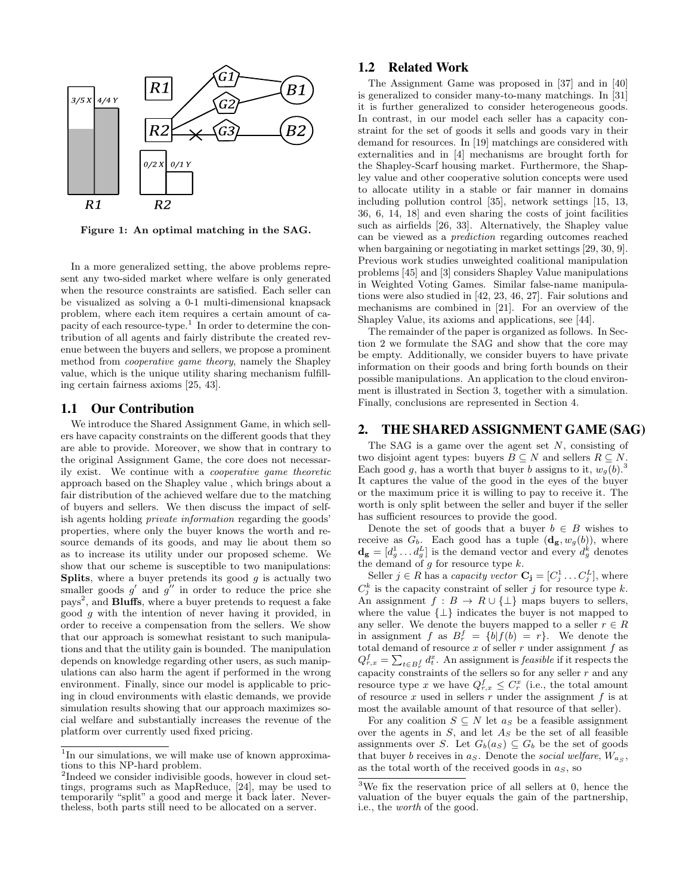3/5 X

4/4 Y

R1

R2

G1

G2

G3

B1

B2

0/2 X

0/1 Y

R1

R2

**Figure 1: An optimal matching in the SAG.**

In a more generalized setting, the above problems represent any two-sided market where welfare is only generated when the resource constraints are satisfied. Each seller can be visualized as solving a 0-1 multi-dimensional knapsack problem, where each item requires a certain amount of capacity of each resource-type.[1] In order to determine the contribution of all agents and fairly distribute the created revenue between the buyers and sellers, we propose a prominent method from *cooperative game theory*, namely the Shapley value, which is the unique utility sharing mechanism fulfilling certain fairness axioms [25, 43].

## 1.1 Our Contribution

We introduce the Shared Assignment Game, in which sellers have capacity constraints on the different goods that they are able to provide. Moreover, we show that in contrary to the original Assignment Game, the core does not necessarily exist. We continue with a *cooperative game theoretic* approach based on the Shapley value , which brings about a fair distribution of the achieved welfare due to the matching of buyers and sellers. We then discuss the impact of selfish agents holding *private information* regarding the goods' properties, where only the buyer knows the worth and resource demands of its goods, and may lie about them so as to increase its utility under our proposed scheme. We show that our scheme is susceptible to two manipulations: **Splits**, where a buyer pretends its good $g$ is actually two smaller goods $g'$ and $g''$ in order to reduce the price she pays[2], and **Bluffs**, where a buyer pretends to request a fake good $g$ with the intention of never having it provided, in order to receive a compensation from the sellers. We show that our approach is somewhat resistant to such manipulations and that the utility gain is bounded. The manipulation depends on knowledge regarding other users, as such manipulations can also harm the agent if performed in the wrong environment. Finally, since our model is applicable to pricing in cloud environments with elastic demands, we provide simulation results showing that our approach maximizes social welfare and substantially increases the revenue of the platform over currently used fixed pricing.

[1] In our simulations, we will make use of known approximations to this NP-hard problem.

[2] Indeed we consider indivisible goods, however in cloud settings, programs such as MapReduce, [24], may be used to temporarily "split" a good and merge it back later. Nevertheless, both parts still need to be allocated on a server.

## 1.2 Related Work

The Assignment Game was proposed in [37] and in [40] is generalized to consider many-to-many matchings. In [31] it is further generalized to consider heterogeneous goods. In contrast, in our model each seller has a capacity constraint for the set of goods it sells and goods vary in their demand for resources. In [19] matchings are considered with externalities and in [4] mechanisms are brought forth for the Shapley-Scarf housing market. Furthermore, the Shapley value and other cooperative solution concepts were used to allocate utility in a stable or fair manner in domains including pollution control [35], network settings [15, 13, 36, 6, 14, 18] and even sharing the costs of joint facilities such as airfields [26, 33]. Alternatively, the Shapley value can be viewed as a *prediction* regarding outcomes reached when bargaining or negotiating in market settings [29, 30, 9]. Previous work studies unweighted coalitional manipulation problems [45] and [3] considers Shapley Value manipulations in Weighted Voting Games. Similar false-name manipulations were also studied in [42, 23, 46, 27]. Fair solutions and mechanisms are combined in [21]. For an overview of the Shapley Value, its axioms and applications, see [44].

The remainder of the paper is organized as follows. In Section 2 we formulate the SAG and show that the core may be empty. Additionally, we consider buyers to have private information on their goods and bring forth bounds on their possible manipulations. An application to the cloud environment is illustrated in Section 3, together with a simulation. Finally, conclusions are represented in Section 4.

# 2. THE SHARED ASSIGNMENT GAME (SAG)

The SAG is a game over the agent set $N$, consisting of two disjoint agent types: buyers $B \subseteq N$ and sellers $R \subseteq N$. Each good $g$, has a worth that buyer $b$ assigns to it, $w_g(b)$.[3] It captures the value of the good in the eyes of the buyer or the maximum price it is willing to pay to receive it. The worth is only split between the seller and buyer if the seller has sufficient resources to provide the good.

Denote the set of goods that a buyer $b \in B$ wishes to receive as $G_b$. Each good has a tuple $(\mathbf{d_g}, w_g(b))$, where $\mathbf{d_g} = [d_g^1 \dots d_g^L]$ is the demand vector and every $d_g^k$ denotes the demand of $g$ for resource type $k$.

Seller $j \in R$ has a *capacity vector* $\mathbf{C_j} = [C_j^1 \dots C_j^L]$, where $C_j^k$ is the capacity constraint of seller $j$ for resource type $k$. An assignment $f : B \to R \cup \{\perp\}$ maps buyers to sellers, where the value $\{\perp\}$ indicates the buyer is not mapped to any seller. We denote the buyers mapped to a seller $r \in R$ in assignment $f$ as $B_r^f = \{b | f(b) = r\}$. We denote the total demand of resource $x$ of seller $r$ under assignment $f$ as $Q_{r,x}^f = \sum_{t \in B_r^f} d_t^x$. An assignment is *feasible* if it respects the capacity constraints of the sellers so for any seller $r$ and any resource type $x$ we have $Q_{r,x}^f \leq C_r^x$ (i.e., the total amount of resource $x$ used in sellers $r$ under the assignment $f$ is at most the available amount of that resource of that seller).

For any coalition $S \subseteq N$ let $a_S$ be a feasible assignment over the agents in $S$, and let $A_S$ be the set of all feasible assignments over $S$. Let $G_b(a_S) \subseteq G_b$ be the set of goods that buyer $b$ receives in $a_S$. Denote the *social welfare*, $W_{a_S}$, as the total worth of the received goods in $a_S$, so

[3] We fix the reservation price of all sellers at 0, hence the valuation of the buyer equals the gain of the partnership, i.e., the *worth* of the good.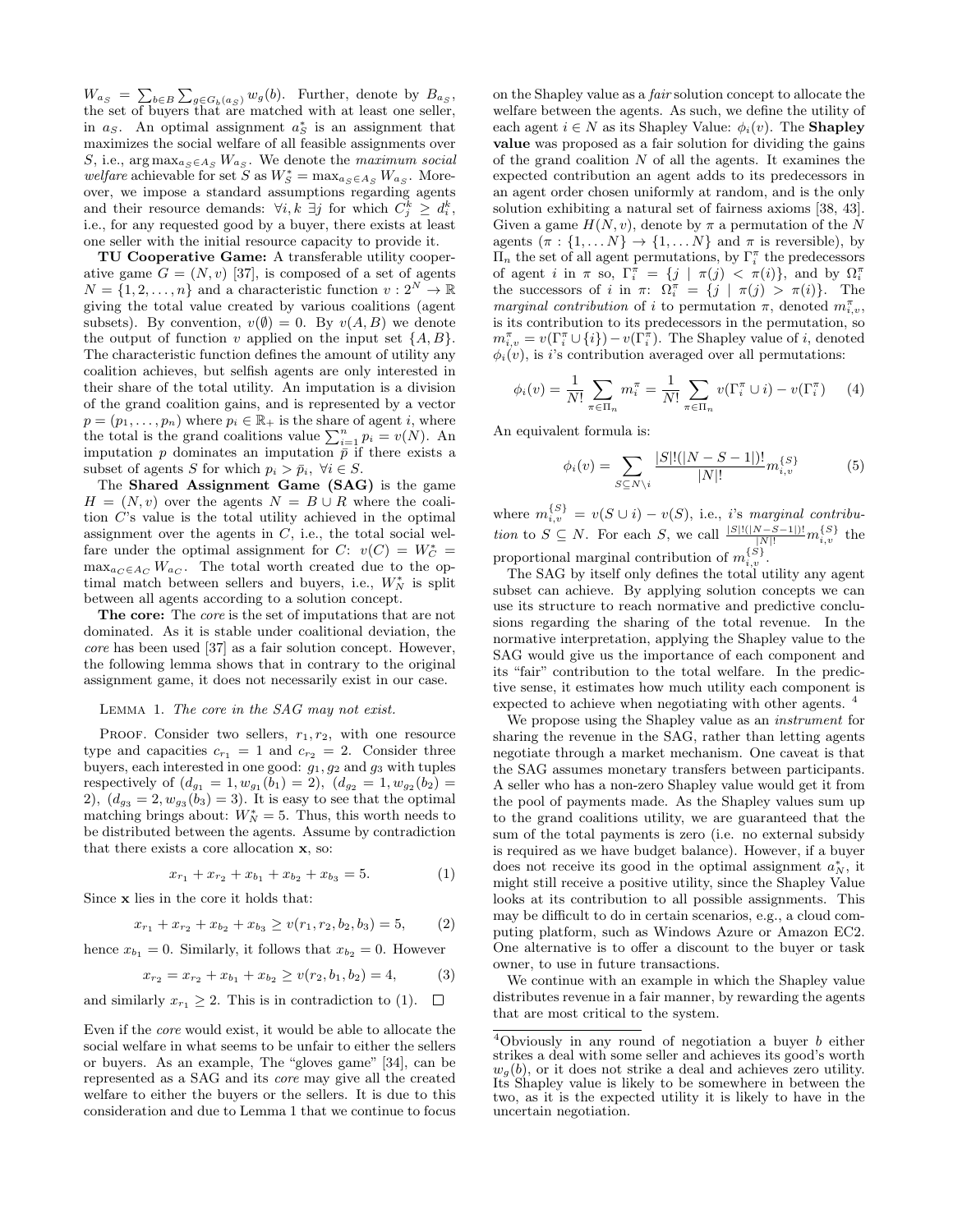$W_{a_S} = \sum_{b \in B} \sum_{g \in G_b(a_S)} w_g(b)$. Further, denote by $B_{a_S}$, the set of buyers that are matched with at least one seller, in $a_S$. An optimal assignment $a^*_S$ is an assignment that maximizes the social welfare of all feasible assignments over $S$, i.e., $\arg\max_{a_S \in A_S} W_{a_S}$. We denote the *maximum social welfare* achievable for set $S$ as $W^*_S = \max_{a_S \in A_S} W_{a_S}$. Moreover, we impose a standard assumptions regarding agents and their resource demands: $\forall i, k\ \exists j$ for which $C^k_j \geq d^k_i$, i.e., for any requested good by a buyer, there exists at least one seller with the initial resource capacity to provide it.

**TU Cooperative Game:** A transferable utility cooperative game $G = (N, v)$ [37], is composed of a set of agents $N = \{1, 2, \ldots, n\}$ and a characteristic function $v : 2^N \rightarrow \mathbb{R}$ giving the total value created by various coalitions (agent subsets). By convention, $v(\emptyset) = 0$. By $v(A, B)$ we denote the output of function $v$ applied on the input set $\{A, B\}$. The characteristic function defines the amount of utility any coalition achieves, but selfish agents are only interested in their share of the total utility. An imputation is a division of the grand coalition gains, and is represented by a vector $p = (p_1, \ldots, p_n)$ where $p_i \in \mathbb{R}_+$ is the share of agent $i$, where the total is the grand coalitions value $\sum_{i=1}^{n} p_i = v(N)$. An imputation $p$ dominates an imputation $\bar{p}$ if there exists a subset of agents $S$ for which $p_i > \bar{p}_i,\ \forall i \in S$.

The **Shared Assignment Game (SAG)** is the game $H = (N, v)$ over the agents $N = B \cup R$ where the coalition $C$'s value is the total utility achieved in the optimal assignment over the agents in $C$, i.e., the total social welfare under the optimal assignment for $C$: $v(C) = W^*_C = \max_{a_C \in A_C} W_{a_C}$. The total worth created due to the optimal match between sellers and buyers, i.e., $W^*_N$ is split between all agents according to a solution concept.

**The core:** The *core* is the set of imputations that are not dominated. As it is stable under coalitional deviation, the *core* has been used [37] as a fair solution concept. However, the following lemma shows that in contrary to the original assignment game, it does not necessarily exist in our case.

Lemma 1. *The core in the SAG may not exist.*

Proof. Consider two sellers, $r_1, r_2$, with one resource type and capacities $c_{r_1} = 1$ and $c_{r_2} = 2$. Consider three buyers, each interested in one good: $g_1, g_2$ and $g_3$ with tuples respectively of $(d_{g_1} = 1, w_{g_1}(b_1) = 2)$, $(d_{g_2} = 1, w_{g_2}(b_2) = 2)$, $(d_{g_3} = 2, w_{g_3}(b_3) = 3)$. It is easy to see that the optimal matching brings about: $W^*_N = 5$. Thus, this worth needs to be distributed between the agents. Assume by contradiction that there exists a core allocation $\mathbf{x}$, so:

$$x_{r_1} + x_{r_2} + x_{b_1} + x_{b_2} + x_{b_3} = 5. \tag{1}$$

Since $\mathbf{x}$ lies in the core it holds that:

$$x_{r_1} + x_{r_2} + x_{b_2} + x_{b_3} \geq v(r_1, r_2, b_2, b_3) = 5, \tag{2}$$

hence $x_{b_1} = 0$. Similarly, it follows that $x_{b_2} = 0$. However

$$x_{r_2} = x_{r_2} + x_{b_1} + x_{b_2} \geq v(r_2, b_1, b_2) = 4, \tag{3}$$

and similarly $x_{r_1} \geq 2$. This is in contradiction to (1). □

Even if the *core* would exist, it would be able to allocate the social welfare in what seems to be unfair to either the sellers or buyers. As an example, The "gloves game" [34], can be represented as a SAG and its *core* may give all the created welfare to either the buyers or the sellers. It is due to this consideration and due to Lemma 1 that we continue to focus on the Shapley value as a *fair* solution concept to allocate the welfare between the agents. As such, we define the utility of each agent $i \in N$ as its Shapley Value: $\phi_i(v)$. The **Shapley value** was proposed as a fair solution for dividing the gains of the grand coalition $N$ of all the agents. It examines the expected contribution an agent adds to its predecessors in an agent order chosen uniformly at random, and is the only solution exhibiting a natural set of fairness axioms [38, 43]. Given a game $H(N, v)$, denote by $\pi$ a permutation of the $N$ agents ($\pi : \{1, \ldots N\} \rightarrow \{1, \ldots N\}$ and $\pi$ is reversible), by $\Pi_n$ the set of all agent permutations, by $\Gamma^\pi_i$ the predecessors of agent $i$ in $\pi$ so, $\Gamma^\pi_i = \{j \mid \pi(j) < \pi(i)\}$, and by $\Omega^\pi_i$ the successors of $i$ in $\pi$: $\Omega^\pi_i = \{j \mid \pi(j) > \pi(i)\}$. The *marginal contribution* of $i$ to permutation $\pi$, denoted $m^\pi_{i,v}$, is its contribution to its predecessors in the permutation, so $m^\pi_{i,v} = v(\Gamma^\pi_i \cup \{i\}) - v(\Gamma^\pi_i)$. The Shapley value of $i$, denoted $\phi_i(v)$, is $i$'s contribution averaged over all permutations:

$$\phi_i(v) = \frac{1}{N!} \sum_{\pi \in \Pi_n} m^\pi_i = \frac{1}{N!} \sum_{\pi \in \Pi_n} v(\Gamma^\pi_i \cup i) - v(\Gamma^\pi_i) \tag{4}$$

An equivalent formula is:

$$\phi_i(v) = \sum_{S \subseteq N \setminus i} \frac{|S|!(|N - S - 1|)!}{|N|!} m^{\{S\}}_{i,v} \tag{5}$$

where $m^{\{S\}}_{i,v} = v(S \cup i) - v(S)$, i.e., $i$'s *marginal contribution* to $S \subseteq N$. For each $S$, we call $\frac{|S|!(|N-S-1|)!}{|N|!} m^{\{S\}}_{i,v}$ the proportional marginal contribution of $m^{\{S\}}_{i,v}$.

The SAG by itself only defines the total utility any agent subset can achieve. By applying solution concepts we can use its structure to reach normative and predictive conclusions regarding the sharing of the total revenue. In the normative interpretation, applying the Shapley value to the SAG would give us the importance of each component and its "fair" contribution to the total welfare. In the predictive sense, it estimates how much utility each component is expected to achieve when negotiating with other agents. [4]

We propose using the Shapley value as an *instrument* for sharing the revenue in the SAG, rather than letting agents negotiate through a market mechanism. One caveat is that the SAG assumes monetary transfers between participants. A seller who has a non-zero Shapley value would get it from the pool of payments made. As the Shapley values sum up to the grand coalitions utility, we are guaranteed that the sum of the total payments is zero (i.e. no external subsidy is required as we have budget balance). However, if a buyer does not receive its good in the optimal assignment $a^*_N$, it might still receive a positive utility, since the Shapley Value looks at its contribution to all possible assignments. This may be difficult to do in certain scenarios, e.g., a cloud computing platform, such as Windows Azure or Amazon EC2. One alternative is to offer a discount to the buyer or task owner, to use in future transactions.

We continue with an example in which the Shapley value distributes revenue in a fair manner, by rewarding the agents that are most critical to the system.

[4] Obviously in any round of negotiation a buyer $b$ either strikes a deal with some seller and achieves its good's worth $w_g(b)$, or it does not strike a deal and achieves zero utility. Its Shapley value is likely to be somewhere in between the two, as it is the expected utility it is likely to have in the uncertain negotiation.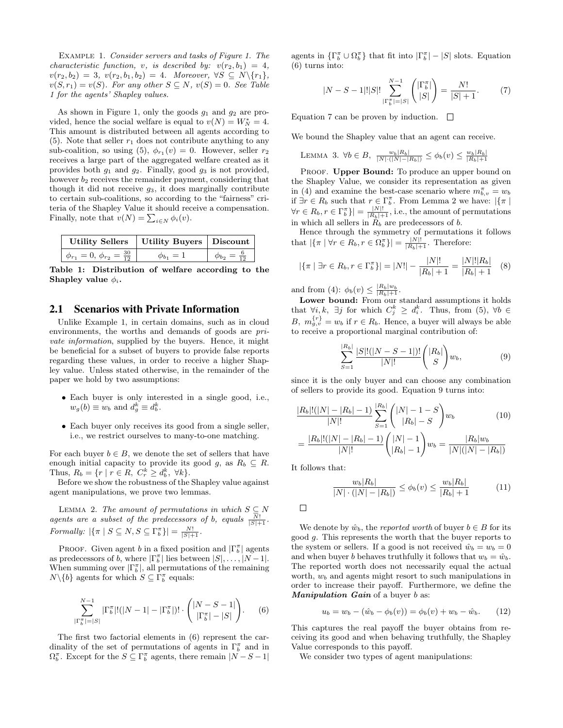Example 1. *Consider servers and tasks of Figure 1. The characteristic function, $v$, is described by: $v(r_2, b_1) = 4$, $v(r_2, b_2) = 3$, $v(r_2, b_1, b_2) = 4$. Moreover, $\forall S \subseteq N \backslash \{r_1\}$, $v(S, r_1) = v(S)$. For any other $S \subseteq N$, $v(S) = 0$. See Table 1 for the agents' Shapley values.*

As shown in Figure 1, only the goods $g_1$ and $g_2$ are provided, hence the social welfare is equal to $v(N) = W_N^* = 4$. This amount is distributed between all agents according to (5). Note that seller $r_1$ does not contribute anything to any sub-coalition, so using (5), $\phi_{r_1}(v) = 0$. However, seller $r_2$ receives a large part of the aggregated welfare created as it provides both $g_1$ and $g_2$. Finally, good $g_3$ is not provided, however $b_2$ receives the remainder payment, considering that though it did not receive $g_3$, it does marginally contribute to certain sub-coalitions, so according to the "fairness" criteria of the Shapley Value it should receive a compensation. Finally, note that $v(N) = \sum_{i \in N} \phi_i(v)$.

| Utility Sellers | Utility Buyers | Discount |
|---|---|---|
| $\phi_{r_1} = 0$, $\phi_{r_2} = \frac{30}{12}$ | $\phi_{b_1} = 1$ | $\phi_{b_2} = \frac{6}{12}$ |

**Table 1: Distribution of welfare according to the Shapley value $\phi_i$.**

## 2.1 Scenarios with Private Information

Unlike Example 1, in certain domains, such as in cloud environments, the worths and demands of goods are *private information*, supplied by the buyers. Hence, it might be beneficial for a subset of buyers to provide false reports regarding these values, in order to receive a higher Shapley value. Unless stated otherwise, in the remainder of the paper we hold by two assumptions:

- Each buyer is only interested in a single good, i.e., $w_g(b) \equiv w_b$ and $d_g^k \equiv d_b^k$.
- Each buyer only receives its good from a single seller, i.e., we restrict ourselves to many-to-one matching.

For each buyer $b \in B$, we denote the set of sellers that have enough initial capacity to provide its good $g$, as $R_b \subseteq R$. Thus, $R_b = \{r \mid r \in R,\ C_r^k \geq d_b^k,\ \forall k\}$.

Before we show the robustness of the Shapley value against agent manipulations, we prove two lemmas.

Lemma 2. *The amount of permutations in which $S \subseteq N$ agents are a subset of the predecessors of $b$, equals $\frac{N!}{|S|+1}$. Formally: $|\{\pi \mid S \subseteq N, S \subseteq \Gamma_b^\pi\}| = \frac{N!}{|S|+1}$.*

Proof. Given agent $b$ in a fixed position and $|\Gamma_b^\pi|$ agents as predecessors of $b$, where $|\Gamma_b^\pi|$ lies between $|S|, \ldots, |N-1|$. When summing over $|\Gamma_b^\pi|$, all permutations of the remaining $N \backslash \{b\}$ agents for which $S \subseteq \Gamma_b^\pi$ equals:

$$\sum_{|\Gamma_b^\pi|=|S|}^{N-1} |\Gamma_b^\pi|!(|N-1| - |\Gamma_b^\pi|)! \cdot \binom{|N-S-1|}{|\Gamma_b^\pi| - |S|}. \quad (6)$$

The first two factorial elements in (6) represent the cardinality of the set of permutations of agents in $\Gamma_b^\pi$ and in $\Omega_b^\pi$. Except for the $S \subseteq \Gamma_b^\pi$ agents, there remain $|N-S-1|$ agents in $\{\Gamma_b^\pi \cup \Omega_b^\pi\}$ that fit into $|\Gamma_b^\pi| - |S|$ slots. Equation (6) turns into:

$$|N-S-1|!|S|! \sum_{|\Gamma_b^\pi|=|S|}^{N-1} \binom{|\Gamma_b^\pi|}{|S|} = \frac{N!}{|S|+1}. \quad (7)$$

Equation 7 can be proven by induction. □

We bound the Shapley value that an agent can receive.

Lemma 3. $\forall b \in B,\ \frac{w_b|R_b|}{|N| \cdot (|N| - |R_b|)} \leq \phi_b(v) \leq \frac{w_b|R_b|}{|R_b|+1}$

Proof. **Upper Bound:** To produce an upper bound on the Shapley Value, we consider its representation as given in (4) and examine the best-case scenario where $m_{b,v}^\pi = w_b$ if $\exists r \in R_b$ such that $r \in \Gamma_b^\pi$. From Lemma 2 we have: $|\{\pi \mid \forall r \in R_b, r \in \Gamma_b^\pi\}| = \frac{|N|!}{|R_b|+1}$, i.e., the amount of permutations in which all sellers in $R_b$ are predecessors of $b$.

Hence through the symmetry of permutations it follows that $|\{\pi \mid \forall r \in R_b, r \in \Omega_b^\pi\}| = \frac{|N|!}{|R_b|+1}$. Therefore:

$$|\{\pi \mid \exists r \in R_b, r \in \Gamma_b^\pi\}| = |N|! - \frac{|N|!}{|R_b|+1} = \frac{|N|!|R_b|}{|R_b|+1} \quad (8)$$

and from (4): $\phi_b(v) \leq \frac{|R_b|w_b}{|R_b|+1}$.

**Lower bound:** From our standard assumptions it holds that $\forall i, k,\ \exists j$ for which $C_j^k \geq d_i^k$. Thus, from (5), $\forall b \in B$, $m_{g,v}^{\{r\}} = w_b$ if $r \in R_b$. Hence, a buyer will always be able to receive a proportional marginal contribution of:

$$\sum_{S=1}^{|R_b|} \frac{|S|!(|N-S-1|)!}{|N|!} \binom{|R_b|}{S} w_b, \quad (9)$$

since it is the only buyer and can choose any combination of sellers to provide its good. Equation 9 turns into:

$$\frac{|R_b|!(|N| - |R_b| - 1)}{|N|!} \sum_{S=1}^{|R_b|} \binom{|N| - 1 - S}{|R_b| - S} w_b \quad (10)$$

$$= \frac{|R_b|!(|N| - |R_b| - 1)}{|N|!} \binom{|N| - 1}{|R_b| - 1} w_b = \frac{|R_b| w_b}{|N|(|N| - |R_b|)}$$

It follows that:

$$\frac{w_b|R_b|}{|N| \cdot (|N| - |R_b|)} \leq \phi_b(v) \leq \frac{w_b|R_b|}{|R_b|+1} \quad (11)$$

□

We denote by $\hat{w}_b$, the *reported worth* of buyer $b \in B$ for its good $g$. This represents the worth that the buyer reports to the system or sellers. If a good is not received $\hat{w}_b = w_b = 0$ and when buyer $b$ behaves truthfully it follows that $w_b = \hat{w}_b$. The reported worth does not necessarily equal the actual worth, $w_b$ and agents might resort to such manipulations in order to increase their payoff. Furthermore, we define the ***Manipulation Gain*** of a buyer $b$ as:

$$u_b = w_b - (\hat{w}_b - \phi_b(v)) = \phi_b(v) + w_b - \hat{w}_b. \quad (12)$$

This captures the real payoff the buyer obtains from receiving its good and when behaving truthfully, the Shapley Value corresponds to this payoff.

We consider two types of agent manipulations: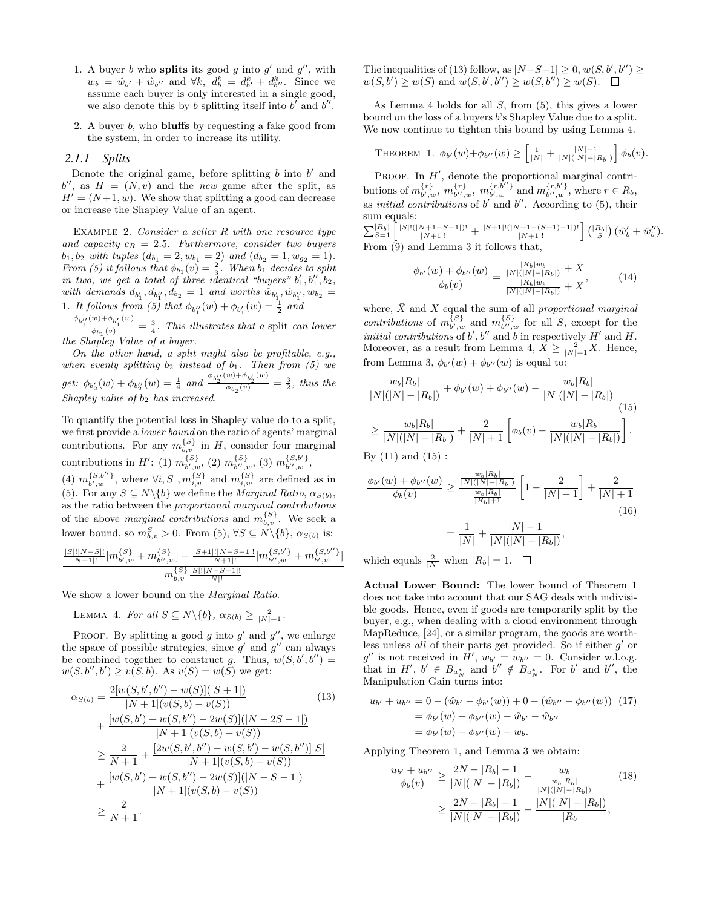1. A buyer $b$ who **splits** its good $g$ into $g'$ and $g''$, with $w_b = \hat{w}_{b'} + \hat{w}_{b''}$ and $\forall k,\ d_b^k = d_{b'}^k + d_{b''}^k$. Since we assume each buyer is only interested in a single good, we also denote this by $b$ splitting itself into $b'$ and $b''$.

2. A buyer $b$, who **bluffs** by requesting a fake good from the system, in order to increase its utility.

### 2.1.1 Splits

Denote the original game, before splitting $b$ into $b'$ and $b''$, as $H = (N, v)$ and the *new* game after the split, as $H' = (N+1, w)$. We show that splitting a good can decrease or increase the Shapley Value of an agent.

Example 2. *Consider a seller $R$ with one resource type and capacity $c_R = 2.5$. Furthermore, consider two buyers $b_1, b_2$ with tuples $(d_{b_1} = 2, w_{b_1} = 2)$ and $(d_{b_2} = 1, w_{g_2} = 1)$. From (5) it follows that $\phi_{b_1}(v) = \frac{2}{3}$. When $b_1$ decides to split in two, we get a total of three identical "buyers" $b_1', b_1'', b_2$, with demands $d_{b_1'}, d_{b_1''}, d_{b_2} = 1$ and worths $\hat{w}_{b_1'}, \hat{w}_{b_1''}, w_{b_2} = 1$. It follows from (5) that $\phi_{b_1''}(w) + \phi_{b_1'}(w) = \frac{1}{2}$ and $\frac{\phi_{b_1''}(w)+\phi_{b_1'}(w)}{\phi_{b_1}(v)} = \frac{3}{4}$. This illustrates that a* split *can lower the Shapley Value of a buyer.*

*On the other hand, a split might also be profitable, e.g., when evenly splitting $b_2$ instead of $b_1$. Then from (5) we get: $\phi_{b_2'}(w) + \phi_{b_2''}(w) = \frac{1}{4}$ and $\frac{\phi_{b_2''}(w)+\phi_{b_2'}(w)}{\phi_{b_2}(v)} = \frac{3}{2}$, thus the Shapley value of $b_2$ has increased.*

To quantify the potential loss in Shapley value do to a split, we first provide a *lower bound* on the ratio of agents' marginal contributions. For any $m_{b,v}^{\{S\}}$ in $H$, consider four marginal contributions in $H'$: (1) $m_{b',w}^{\{S\}}$, (2) $m_{b'',w}^{\{S\}}$, (3) $m_{b'',w}^{\{S,b'\}}$, (4) $m_{b',w}^{\{S,b''\}}$, where $\forall i, S$, $m_{i,v}^{\{S\}}$ and $m_{i,w}^{\{S\}}$ are defined as in (5). For any $S \subseteq N \backslash \{b\}$ we define the *Marginal Ratio*, $\alpha_{S(b)}$, as the ratio between the *proportional marginal contributions* of the above *marginal contributions* and $m_{b,v}^{\{S\}}$. We seek a lower bound, so $m_{b,v}^{S} > 0$. From (5), $\forall S \subseteq N\backslash\{b\}$, $\alpha_{S(b)}$ is:

$$\frac{\frac{|S|!|N-S|!}{|N+1|!}[m_{b',w}^{\{S\}} + m_{b'',w}^{\{S\}}] + \frac{|S+1|!|N-S-1|!}{|N+1|!}[m_{b'',w}^{\{S,b'\}} + m_{b',w}^{\{S,b''\}}]}{m_{b,v}^{\{S\}} \frac{|S|!|N-S-1|!}{|N|!}}$$

We show a lower bound on the *Marginal Ratio*.

Lemma 4. *For all $S \subseteq N\backslash\{b\}$, $\alpha_{S(b)} \geq \frac{2}{|N|+1}$.*

Proof. By splitting a good $g$ into $g'$ and $g''$, we enlarge the space of possible strategies, since $g'$ and $g''$ can always be combined together to construct $g$. Thus, $w(S, b', b'') = w(S, b'', b') \geq v(S, b)$. As $v(S) = w(S)$ we get:

$$\begin{aligned}
\alpha_{S(b)} &= \frac{2[w(S,b',b'') - w(S)](|S+1|)}{|N+1|(v(S,b) - v(S))} \quad (13)\\
&+ \frac{[w(S,b') + w(S,b'') - 2w(S)](|N-2S-1|)}{|N+1|(v(S,b)-v(S))}\\
&\geq \frac{2}{N+1} + \frac{[2w(S,b',b'') - w(S,b') - w(S,b'')]|S|}{|N+1|(v(S,b)-v(S))}\\
&+ \frac{[w(S,b') + w(S,b'') - 2w(S)](|N-S-1|)}{|N+1|(v(S,b)-v(S))}\\
&\geq \frac{2}{N+1}.
\end{aligned}$$

The inequalities of (13) follow, as $|N-S-1| \geq 0$, $w(S,b',b'') \geq w(S,b') \geq w(S)$ and $w(S,b',b'') \geq w(S,b'') \geq w(S)$. $\square$

As Lemma 4 holds for all $S$, from (5), this gives a lower bound on the loss of a buyers $b$'s Shapley Value due to a split. We now continue to tighten this bound by using Lemma 4.

Theorem 1. $\phi_{b'}(w) + \phi_{b''}(w) \geq \left[\frac{1}{|N|} + \frac{|N|-1}{|N|(|N|-|R_b|)}\right]\phi_b(v)$.

Proof. In $H'$, denote the proportional marginal contributions of $m_{b',w}^{\{r\}}$, $m_{b'',w}^{\{r\}}$, $m_{b',w}^{\{r,b''\}}$ and $m_{b'',w}^{\{r,b'\}}$, where $r \in R_b$, as *initial contributions* of $b'$ and $b''$. According to (5), their sum equals:

$\sum_{S=1}^{|R_b|}\left[\frac{|S|!(|N+1-S-1|)!}{|N+1|!} + \frac{|S+1|!(|N+1-(S+1)-1|)!}{|N+1|!}\right]\binom{|R_b|}{S}(\hat{w}_b' + \hat{w}_b'')$.

From (9) and Lemma 3 it follows that,

$$\frac{\phi_{b'}(w) + \phi_{b''}(w)}{\phi_b(v)} = \frac{\frac{|R_b|w_b}{|N|(|N|-|R_b|)} + \bar{X}}{\frac{|R_b|w_b}{|N|(|N|-|R_b|)} + X}, \quad (14)$$

where, $\bar{X}$ and $X$ equal the sum of all *proportional marginal contributions* of $m_{b',w}^{\{S\}}$ and $m_{b'',w}^{\{S\}}$ for all $S$, except for the *initial contributions* of $b', b''$ and $b$ in respectively $H'$ and $H$. Moreover, as a result from Lemma 4, $\bar{X} \geq \frac{2}{|N|+1}X$. Hence, from Lemma 3, $\phi_{b'}(w) + \phi_{b''}(w)$ is equal to:

$$\begin{aligned}
&\frac{w_b|R_b|}{|N|(|N|-|R_b|)} + \phi_{b'}(w) + \phi_{b''}(w) - \frac{w_b|R_b|}{|N|(|N|-|R_b|)} \quad (15)\\
&\geq \frac{w_b|R_b|}{|N|(|N|-|R_b|)} + \frac{2}{|N|+1}\left[\phi_b(v) - \frac{w_b|R_b|}{|N|(|N|-|R_b|)}\right].
\end{aligned}$$

By (11) and (15) :

$$\begin{aligned}
\frac{\phi_{b'}(w) + \phi_{b''}(w)}{\phi_b(v)} &\geq \frac{\frac{w_b|R_b|}{|N|(|N|-|R_b|)}}{\frac{w_b|R_b|}{|R_b|+1}}\left[1 - \frac{2}{|N|+1}\right] + \frac{2}{|N|+1} \quad (16)\\
&= \frac{1}{|N|} + \frac{|N|-1}{|N|(|N|-|R_b|)},
\end{aligned}$$

which equals $\frac{2}{|N|}$ when $|R_b| = 1$. $\square$

**Actual Lower Bound:** The lower bound of Theorem 1 does not take into account that our SAG deals with indivisible goods. Hence, even if goods are temporarily split by the buyer, e.g., when dealing with a cloud environment through MapReduce, [24], or a similar program, the goods are worthless unless *all* of their parts get provided. So if either $g'$ or $g''$ is not received in $H'$, $w_{b'} = w_{b''} = 0$. Consider w.l.o.g. that in $H'$, $b' \in B_{a_N^*}$ and $b'' \notin B_{a_N^*}$. For $b'$ and $b''$, the Manipulation Gain turns into:

$$\begin{aligned}
u_{b'} + u_{b''} &= 0 - (\hat{w}_{b'} - \phi_{b'}(w)) + 0 - (\hat{w}_{b''} - \phi_{b''}(w)) \quad (17)\\
&= \phi_{b'}(w) + \phi_{b''}(w) - \hat{w}_{b'} - \hat{w}_{b''}\\
&= \phi_{b'}(w) + \phi_{b''}(w) - w_b.
\end{aligned}$$

Applying Theorem 1, and Lemma 3 we obtain:

$$\begin{aligned}
\frac{u_{b'} + u_{b''}}{\phi_b(v)} &\geq \frac{2N - |R_b| - 1}{|N|(|N|-|R_b|)} - \frac{w_b}{\frac{w_b|R_b|}{|N|(|N|-|R_b|)}} \quad (18)\\
&\geq \frac{2N - |R_b| - 1}{|N|(|N|-|R_b|)} - \frac{|N|(|N|-|R_b|)}{|R_b|},
\end{aligned}$$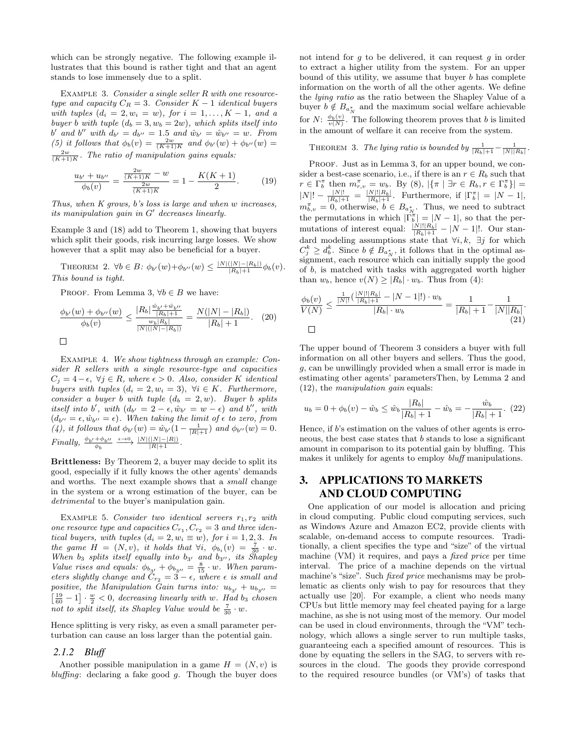which can be strongly negative. The following example illustrates that this bound is rather tight and that an agent stands to lose immensely due to a split.

Example 3. *Consider a single seller $R$ with one resource-type and capacity $C_R = 3$. Consider $K-1$ identical buyers with tuples $(d_i = 2, w_i = w)$, for $i = 1, \ldots, K-1$, and a buyer $b$ with tuple $(d_b = 3, w_b = 2w)$, which splits itself into $b'$ and $b''$ with $d_{b'} = d_{b''} = 1.5$ and $\hat{w}_{b'} = \hat{w}_{b''} = w$. From (5) it follows that $\phi_b(v) = \frac{2w}{(K+1)K}$ and $\phi_{b'}(w) + \phi_{b''}(w) = \frac{2w}{(K+1)K}$. The ratio of manipulation gains equals:*

$$\frac{u_{b'} + u_{b''}}{\phi_b(v)} = \frac{\frac{2w}{(K+1)K} - w}{\frac{2w}{(K+1)K}} = 1 - \frac{K(K+1)}{2}. \tag{19}$$

*Thus, when $K$ grows, $b$'s loss is large and when $w$ increases, its manipulation gain in $G'$ decreases linearly.*

Example 3 and (18) add to Theorem 1, showing that buyers which split their goods, risk incurring large losses. We show however that a split may also be beneficial for a buyer.

Theorem 2. *$\forall b \in B$: $\phi_{b'}(w) + \phi_{b''}(w) \leq \frac{|N|(|N|-|R_b|)}{|R_b|+1}\phi_b(v)$. This bound is tight.*

Proof. From Lemma 3, $\forall b \in B$ we have:

$$\frac{\phi_{b'}(w) + \phi_{b''}(w)}{\phi_b(v)} \leq \frac{|R_b| \frac{\hat{w}_{b'} + \hat{w}_{b''}}{|R_b|+1}}{\frac{w_b |R_b|}{|N|(|N|-|R_b|)}} = \frac{N(|N|-|R_b|)}{|R_b|+1}. \tag{20}$$

$\square$

Example 4. *We show tightness through an example: Consider $R$ sellers with a single resource-type and capacities $C_j = 4-\epsilon$, $\forall j \in R$, where $\epsilon > 0$. Also, consider $K$ identical buyers with tuples $(d_i = 2, w_i = 3)$, $\forall i \in K$. Furthermore, consider a buyer $b$ with tuple $(d_b = 2, w)$. Buyer $b$ splits itself into $b'$, with $(d_{b'} = 2-\epsilon, \hat{w}_{b'} = w - \epsilon)$ and $b''$, with $(d_{b''} = \epsilon, \hat{w}_{b''} = \epsilon)$. When taking the limit of $\epsilon$ to zero, from (4), it follows that $\phi_{b'}(w) = \hat{w}_{b'}(1 - \frac{1}{|R|+1})$ and $\phi_{b''}(w) = 0$. Finally, $\frac{\phi_{b'} + \phi_{b''}}{\phi_b} \xrightarrow{\epsilon \to 0} \frac{|N|(|N|-|R|)}{|R|+1}$.*

**Brittleness:** By Theorem 2, a buyer may decide to split its good, especially if it fully knows the other agents' demands and worths. The next example shows that a *small* change in the system or a wrong estimation of the buyer, can be *detrimental* to the buyer's manipulation gain.

Example 5. *Consider two identical servers $r_1, r_2$ with one resource type and capacities $C_{r_1}, C_{r_2} = 3$ and three identical buyers, with tuples $(d_i = 2, w_i \equiv w)$, for $i = 1, 2, 3$. In the game $H = (N, v)$, it holds that $\forall i$, $\phi_{b_i}(v) = \frac{7}{30} \cdot w$. When $b_3$ splits itself equally into $b_{3'}$ and $b_{3''}$, its Shapley Value rises and equals: $\phi_{b_{3'}} + \phi_{b_{3''}} = \frac{8}{15} \cdot w$. When parameters slightly change and $C_{r_2} = 3 - \epsilon$, where $\epsilon$ is small and positive, the Manipulation Gain turns into: $u_{b_{3'}} + u_{b_{3''}} = \left[\frac{19}{60} - 1\right] \cdot \frac{w}{2} < 0$, decreasing linearly with $w$. Had $b_3$ chosen not to split itself, its Shapley Value would be $\frac{7}{30} \cdot w$.*

Hence splitting is very risky, as even a small parameter perturbation can cause an loss larger than the potential gain.

### 2.1.2 Bluff

Another possible manipulation in a game $H = (N, v)$ is *bluffing*: declaring a fake good $g$. Though the buyer does not intend for $g$ to be delivered, it can request $g$ in order to extract a higher utility from the system. For an upper bound of this utility, we assume that buyer $b$ has complete information on the worth of all the other agents. We define the *lying ratio* as the ratio between the Shapley Value of a buyer $b \notin B_{a^*_N}$ and the maximum social welfare achievable for $N$: $\frac{\phi_b(v)}{v(N)}$. The following theorem proves that $b$ is limited in the amount of welfare it can receive from the system.

Theorem 3. *The lying ratio is bounded by $\frac{1}{|R_b|+1} - \frac{1}{|N||R_b|}$.*

Proof. Just as in Lemma 3, for an upper bound, we consider a best-case scenario, i.e., if there is an $r \in R_b$ such that $r \in \Gamma^\pi_b$ then $m^\pi_{r,v} = w_b$. By (8), $|\{\pi \mid \exists r \in R_b, r \in \Gamma^\pi_b\}| = |N|! - \frac{|N|!}{|R_b|+1} = \frac{|N|!|R_b|}{|R_b|+1}$. Furthermore, if $|\Gamma^\pi_b| = |N-1|$, $m^\pi_{b,v} = 0$, otherwise, $b \in B_{a^*_N}$. Thus, we need to subtract the permutations in which $|\Gamma^\pi_b| = |N-1|$, so that the permutations of interest equal: $\frac{|N|!|R_b|}{|R_b|+1} - |N-1|!$. Our standard modeling assumptions state that $\forall i, k$, $\exists j$ for which $C^k_j \geq d^k_b$. Since $b \notin B_{a^*_N}$, it follows that in the optimal assignment, each resource which can initially supply the good of $b$, is matched with tasks with aggregated worth higher than $w_b$, hence $v(N) \geq |R_b| \cdot w_b$. Thus from (4):

$$\frac{\phi_b(v)}{V(N)} \leq \frac{\frac{1}{|N|!}(\frac{|N|!|R_b|}{|R_b|+1} - |N-1|!) \cdot w_b}{|R_b| \cdot w_b} = \frac{1}{|R_b|+1} - \frac{1}{|N||R_b|}. \tag{21}$$

$\square$

The upper bound of Theorem 3 considers a buyer with full information on all other buyers and sellers. Thus the good, $g$, can be unwillingly provided when a small error is made in estimating other agents' parametersThen, by Lemma 2 and (12), the *manipulation gain* equals:

$$u_b = 0 + \phi_b(v) - \hat{w}_b \leq \hat{w}_b \frac{|R_b|}{|R_b|+1} - \hat{w}_b = -\frac{\hat{w}_b}{|R_b|+1}. \tag{22}$$

Hence, if $b$'s estimation on the values of other agents is erroneous, the best case states that $b$ stands to lose a significant amount in comparison to its potential gain by bluffing. This makes it unlikely for agents to employ *bluff* manipulations.

## 3. APPLICATIONS TO MARKETS AND CLOUD COMPUTING

One application of our model is allocation and pricing in cloud computing. Public cloud computing services, such as Windows Azure and Amazon EC2, provide clients with scalable, on-demand access to compute resources. Traditionally, a client specifies the type and "size" of the virtual machine (VM) it requires, and pays a *fixed price* per time interval. The price of a machine depends on the virtual machine's "size". Such *fixed price* mechanisms may be problematic as clients only wish to pay for resources that they actually use [20]. For example, a client who needs many CPUs but little memory may feel cheated paying for a large machine, as she is not using most of the memory. Our model can be used in cloud environments, through the "VM" technology, which allows a single server to run multiple tasks, guaranteeing each a specified amount of resources. This is done by equating the sellers in the SAG, to servers with resources in the cloud. The goods they provide correspond to the required resource bundles (or VM's) of tasks that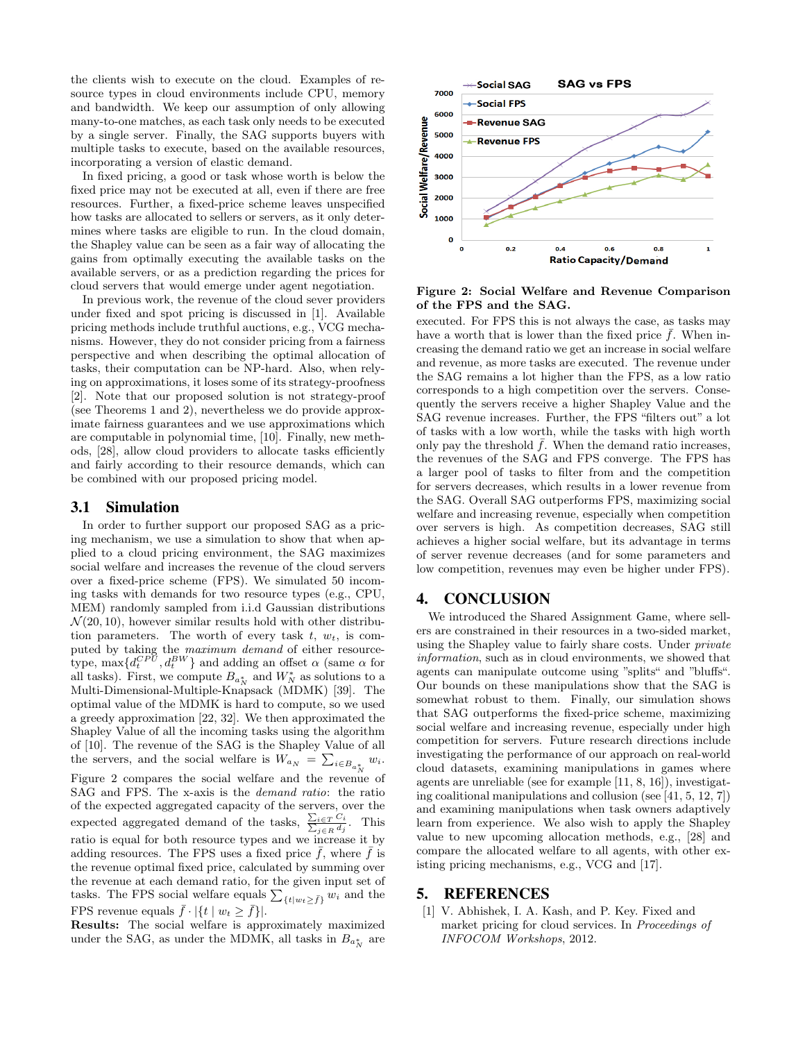the clients wish to execute on the cloud. Examples of resource types in cloud environments include CPU, memory and bandwidth. We keep our assumption of only allowing many-to-one matches, as each task only needs to be executed by a single server. Finally, the SAG supports buyers with multiple tasks to execute, based on the available resources, incorporating a version of elastic demand.

In fixed pricing, a good or task whose worth is below the fixed price may not be executed at all, even if there are free resources. Further, a fixed-price scheme leaves unspecified how tasks are allocated to sellers or servers, as it only determines where tasks are eligible to run. In the cloud domain, the Shapley value can be seen as a fair way of allocating the gains from optimally executing the available tasks on the available servers, or as a prediction regarding the prices for cloud servers that would emerge under agent negotiation.

In previous work, the revenue of the cloud sever providers under fixed and spot pricing is discussed in [1]. Available pricing methods include truthful auctions, e.g., VCG mechanisms. However, they do not consider pricing from a fairness perspective and when describing the optimal allocation of tasks, their computation can be NP-hard. Also, when relying on approximations, it loses some of its strategy-proofness [2]. Note that our proposed solution is not strategy-proof (see Theorems 1 and 2), nevertheless we do provide approximate fairness guarantees and we use approximations which are computable in polynomial time, [10]. Finally, new methods, [28], allow cloud providers to allocate tasks efficiently and fairly according to their resource demands, which can be combined with our proposed pricing model.

## 3.1 Simulation

In order to further support our proposed SAG as a pricing mechanism, we use a simulation to show that when applied to a cloud pricing environment, the SAG maximizes social welfare and increases the revenue of the cloud servers over a fixed-price scheme (FPS). We simulated 50 incoming tasks with demands for two resource types (e.g., CPU, MEM) randomly sampled from i.i.d Gaussian distributions $\mathcal{N}(20, 10)$, however similar results hold with other distribution parameters. The worth of every task $t$, $w_t$, is computed by taking the *maximum demand* of either resource-type, $\max\{d_t^{CPU}, d_t^{BW}\}$ and adding an offset $\alpha$ (same $\alpha$ for all tasks). First, we compute $B_{a_N^*}$ and $W_N^*$ as solutions to a Multi-Dimensional-Multiple-Knapsack (MDMK) [39]. The optimal value of the MDMK is hard to compute, so we used a greedy approximation [22, 32]. We then approximated the Shapley Value of all the incoming tasks using the algorithm of [10]. The revenue of the SAG is the Shapley Value of all the servers, and the social welfare is $W_{a_N} = \sum_{i \in B_{a_N^*}} w_i$.

Figure 2 compares the social welfare and the revenue of SAG and FPS. The x-axis is the *demand ratio*: the ratio of the expected aggregated capacity of the servers, over the expected aggregated demand of the tasks, $\frac{\sum_{i \in T} C_i}{\sum_{j \in R} d_j}$. This ratio is equal for both resource types and we increase it by adding resources. The FPS uses a fixed price $\bar{f}$, where $\bar{f}$ is the revenue optimal fixed price, calculated by summing over the revenue at each demand ratio, for the given input set of tasks. The FPS social welfare equals $\sum_{\{t|w_t \geq \bar{f}\}} w_i$ and the FPS revenue equals $\bar{f} \cdot |\{t \mid w_t \geq \bar{f}\}|$.

**Results:** The social welfare is approximately maximized under the SAG, as under the MDMK, all tasks in $B_{a_N^*}$ are

SAG vs FPS

Social SAG
Social FPS
Revenue SAG
Revenue FPS

Social Welfare/Revenue

7000
6000
5000
4000
3000
2000
1000
0

0
0.2
0.4
0.6
0.8
1

Ratio Capacity/Demand

**Figure 2: Social Welfare and Revenue Comparison of the FPS and the SAG.**

executed. For FPS this is not always the case, as tasks may have a worth that is lower than the fixed price $\bar{f}$. When increasing the demand ratio we get an increase in social welfare and revenue, as more tasks are executed. The revenue under the SAG remains a lot higher than the FPS, as a low ratio corresponds to a high competition over the servers. Consequently the servers receive a higher Shapley Value and the SAG revenue increases. Further, the FPS "filters out" a lot of tasks with a low worth, while the tasks with high worth only pay the threshold $\bar{f}$. When the demand ratio increases, the revenues of the SAG and FPS converge. The FPS has a larger pool of tasks to filter from and the competition for servers decreases, which results in a lower revenue from the SAG. Overall SAG outperforms FPS, maximizing social welfare and increasing revenue, especially when competition over servers is high. As competition decreases, SAG still achieves a higher social welfare, but its advantage in terms of server revenue decreases (and for some parameters and low competition, revenues may even be higher under FPS).

# 4. CONCLUSION

We introduced the Shared Assignment Game, where sellers are constrained in their resources in a two-sided market, using the Shapley value to fairly share costs. Under *private information*, such as in cloud environments, we showed that agents can manipulate outcome using "splits" and "bluffs". Our bounds on these manipulations show that the SAG is somewhat robust to them. Finally, our simulation shows that SAG outperforms the fixed-price scheme, maximizing social welfare and increasing revenue, especially under high competition for servers. Future research directions include investigating the performance of our approach on real-world cloud datasets, examining manipulations in games where agents are unreliable (see for example [11, 8, 16]), investigating coalitional manipulations and collusion (see [41, 5, 12, 7]) and examining manipulations when task owners adaptively learn from experience. We also wish to apply the Shapley value to new upcoming allocation methods, e.g., [28] and compare the allocated welfare to all agents, with other existing pricing mechanisms, e.g., VCG and [17].

# 5. REFERENCES

[1] V. Abhishek, I. A. Kash, and P. Key. Fixed and market pricing for cloud services. In *Proceedings of INFOCOM Workshops*, 2012.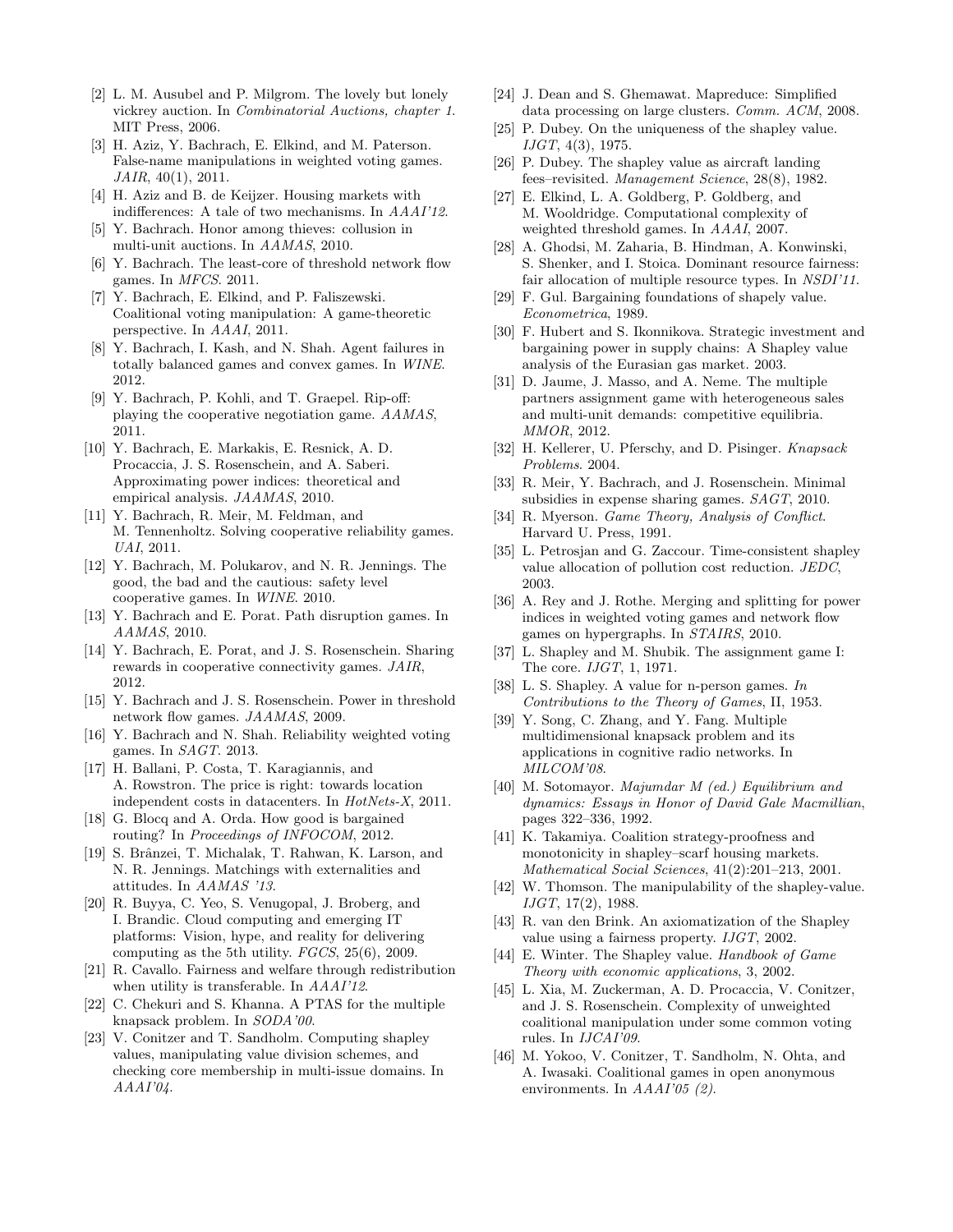[2] L. M. Ausubel and P. Milgrom. The lovely but lonely vickrey auction. In *Combinatorial Auctions, chapter 1*. MIT Press, 2006.

[3] H. Aziz, Y. Bachrach, E. Elkind, and M. Paterson. False-name manipulations in weighted voting games. *JAIR*, 40(1), 2011.

[4] H. Aziz and B. de Keijzer. Housing markets with indifferences: A tale of two mechanisms. In *AAAI'12*.

[5] Y. Bachrach. Honor among thieves: collusion in multi-unit auctions. In *AAMAS*, 2010.

[6] Y. Bachrach. The least-core of threshold network flow games. In *MFCS*. 2011.

[7] Y. Bachrach, E. Elkind, and P. Faliszewski. Coalitional voting manipulation: A game-theoretic perspective. In *AAAI*, 2011.

[8] Y. Bachrach, I. Kash, and N. Shah. Agent failures in totally balanced games and convex games. In *WINE*. 2012.

[9] Y. Bachrach, P. Kohli, and T. Graepel. Rip-off: playing the cooperative negotiation game. *AAMAS*, 2011.

[10] Y. Bachrach, E. Markakis, E. Resnick, A. D. Procaccia, J. S. Rosenschein, and A. Saberi. Approximating power indices: theoretical and empirical analysis. *JAAMAS*, 2010.

[11] Y. Bachrach, R. Meir, M. Feldman, and M. Tennenholtz. Solving cooperative reliability games. *UAI*, 2011.

[12] Y. Bachrach, M. Polukarov, and N. R. Jennings. The good, the bad and the cautious: safety level cooperative games. In *WINE*. 2010.

[13] Y. Bachrach and E. Porat. Path disruption games. In *AAMAS*, 2010.

[14] Y. Bachrach, E. Porat, and J. S. Rosenschein. Sharing rewards in cooperative connectivity games. *JAIR*, 2012.

[15] Y. Bachrach and J. S. Rosenschein. Power in threshold network flow games. *JAAMAS*, 2009.

[16] Y. Bachrach and N. Shah. Reliability weighted voting games. In *SAGT*. 2013.

[17] H. Ballani, P. Costa, T. Karagiannis, and A. Rowstron. The price is right: towards location independent costs in datacenters. In *HotNets-X*, 2011.

[18] G. Blocq and A. Orda. How good is bargained routing? In *Proceedings of INFOCOM*, 2012.

[19] S. Brânzei, T. Michalak, T. Rahwan, K. Larson, and N. R. Jennings. Matchings with externalities and attitudes. In *AAMAS '13*.

[20] R. Buyya, C. Yeo, S. Venugopal, J. Broberg, and I. Brandic. Cloud computing and emerging IT platforms: Vision, hype, and reality for delivering computing as the 5th utility. *FGCS*, 25(6), 2009.

[21] R. Cavallo. Fairness and welfare through redistribution when utility is transferable. In *AAAI'12*.

[22] C. Chekuri and S. Khanna. A PTAS for the multiple knapsack problem. In *SODA'00*.

[23] V. Conitzer and T. Sandholm. Computing shapley values, manipulating value division schemes, and checking core membership in multi-issue domains. In *AAAI'04*.

[24] J. Dean and S. Ghemawat. Mapreduce: Simplified data processing on large clusters. *Comm. ACM*, 2008.

[25] P. Dubey. On the uniqueness of the shapley value. *IJGT*, 4(3), 1975.

[26] P. Dubey. The shapley value as aircraft landing fees–revisited. *Management Science*, 28(8), 1982.

[27] E. Elkind, L. A. Goldberg, P. Goldberg, and M. Wooldridge. Computational complexity of weighted threshold games. In *AAAI*, 2007.

[28] A. Ghodsi, M. Zaharia, B. Hindman, A. Konwinski, S. Shenker, and I. Stoica. Dominant resource fairness: fair allocation of multiple resource types. In *NSDI'11*.

[29] F. Gul. Bargaining foundations of shapely value. *Econometrica*, 1989.

[30] F. Hubert and S. Ikonnikova. Strategic investment and bargaining power in supply chains: A Shapley value analysis of the Eurasian gas market. 2003.

[31] D. Jaume, J. Masso, and A. Neme. The multiple partners assignment game with heterogeneous sales and multi-unit demands: competitive equilibria. *MMOR*, 2012.

[32] H. Kellerer, U. Pferschy, and D. Pisinger. *Knapsack Problems*. 2004.

[33] R. Meir, Y. Bachrach, and J. Rosenschein. Minimal subsidies in expense sharing games. *SAGT*, 2010.

[34] R. Myerson. *Game Theory, Analysis of Conflict*. Harvard U. Press, 1991.

[35] L. Petrosjan and G. Zaccour. Time-consistent shapley value allocation of pollution cost reduction. *JEDC*, 2003.

[36] A. Rey and J. Rothe. Merging and splitting for power indices in weighted voting games and network flow games on hypergraphs. In *STAIRS*, 2010.

[37] L. Shapley and M. Shubik. The assignment game I: The core. *IJGT*, 1, 1971.

[38] L. S. Shapley. A value for n-person games. *In Contributions to the Theory of Games*, II, 1953.

[39] Y. Song, C. Zhang, and Y. Fang. Multiple multidimensional knapsack problem and its applications in cognitive radio networks. In *MILCOM'08*.

[40] M. Sotomayor. *Majumdar M (ed.) Equilibrium and dynamics: Essays in Honor of David Gale Macmillian*, pages 322–336, 1992.

[41] K. Takamiya. Coalition strategy-proofness and monotonicity in shapley–scarf housing markets. *Mathematical Social Sciences*, 41(2):201–213, 2001.

[42] W. Thomson. The manipulability of the shapley-value. *IJGT*, 17(2), 1988.

[43] R. van den Brink. An axiomatization of the Shapley value using a fairness property. *IJGT*, 2002.

[44] E. Winter. The Shapley value. *Handbook of Game Theory with economic applications*, 3, 2002.

[45] L. Xia, M. Zuckerman, A. D. Procaccia, V. Conitzer, and J. S. Rosenschein. Complexity of unweighted coalitional manipulation under some common voting rules. In *IJCAI'09*.

[46] M. Yokoo, V. Conitzer, T. Sandholm, N. Ohta, and A. Iwasaki. Coalitional games in open anonymous environments. In *AAAI'05 (2)*.